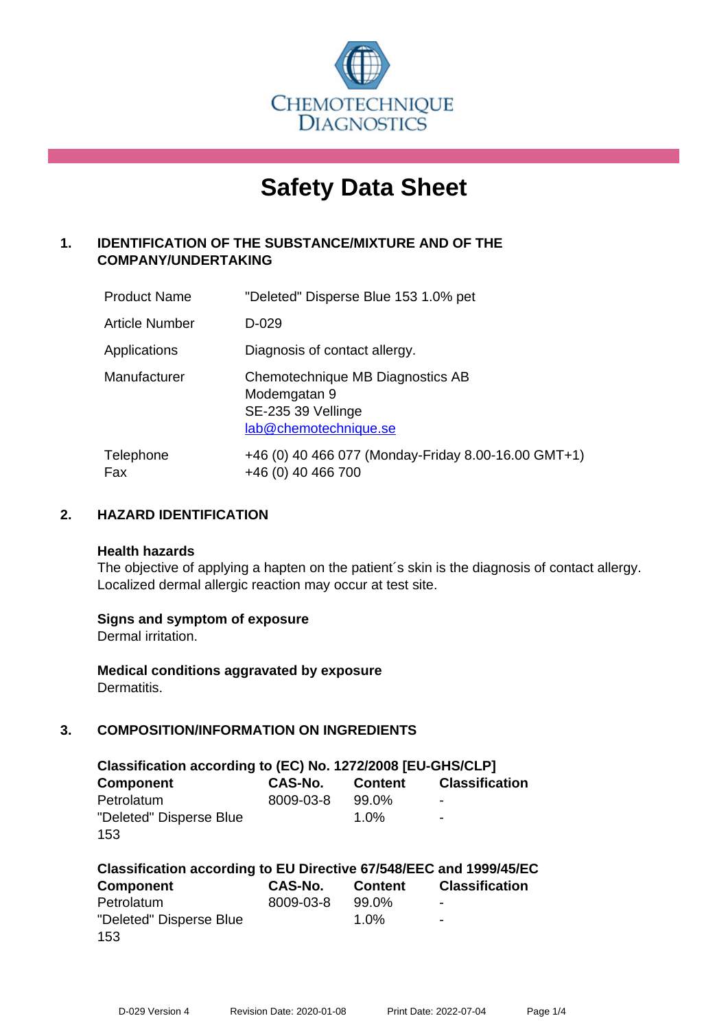CHEMOTECHNIQUE DIAGNOSTICS

# Safety Data Sheet

## 1. IDENTIFICATION OF THE SUBSTANCE/MIXTURE AND OF THE COMPANY/UNDERTAKING

| | |
|---|---|
| Product Name | "Deleted" Disperse Blue 153 1.0% pet |
| Article Number | D-029 |
| Applications | Diagnosis of contact allergy. |
| Manufacturer | Chemotechnique MB Diagnostics AB<br>Modemgatan 9<br>SE-235 39 Vellinge<br>lab@chemotechnique.se |
| Telephone<br>Fax | +46 (0) 40 466 077 (Monday-Friday 8.00-16.00 GMT+1)<br>+46 (0) 40 466 700 |

## 2. HAZARD IDENTIFICATION

**Health hazards**
The objective of applying a hapten on the patient´s skin is the diagnosis of contact allergy. Localized dermal allergic reaction may occur at test site.

**Signs and symptom of exposure**
Dermal irritation.

**Medical conditions aggravated by exposure**
Dermatitis.

## 3. COMPOSITION/INFORMATION ON INGREDIENTS

**Classification according to (EC) No. 1272/2008 [EU-GHS/CLP]**

| Component | CAS-No. | Content | Classification |
|---|---|---|---|
| Petrolatum | 8009-03-8 | 99.0% | - |
| "Deleted" Disperse Blue 153 | | 1.0% | - |

**Classification according to EU Directive 67/548/EEC and 1999/45/EC**

| Component | CAS-No. | Content | Classification |
|---|---|---|---|
| Petrolatum | 8009-03-8 | 99.0% | - |
| "Deleted" Disperse Blue 153 | | 1.0% | - |

D-029 Version 4 Revision Date: 2020-01-08 Print Date: 2022-07-04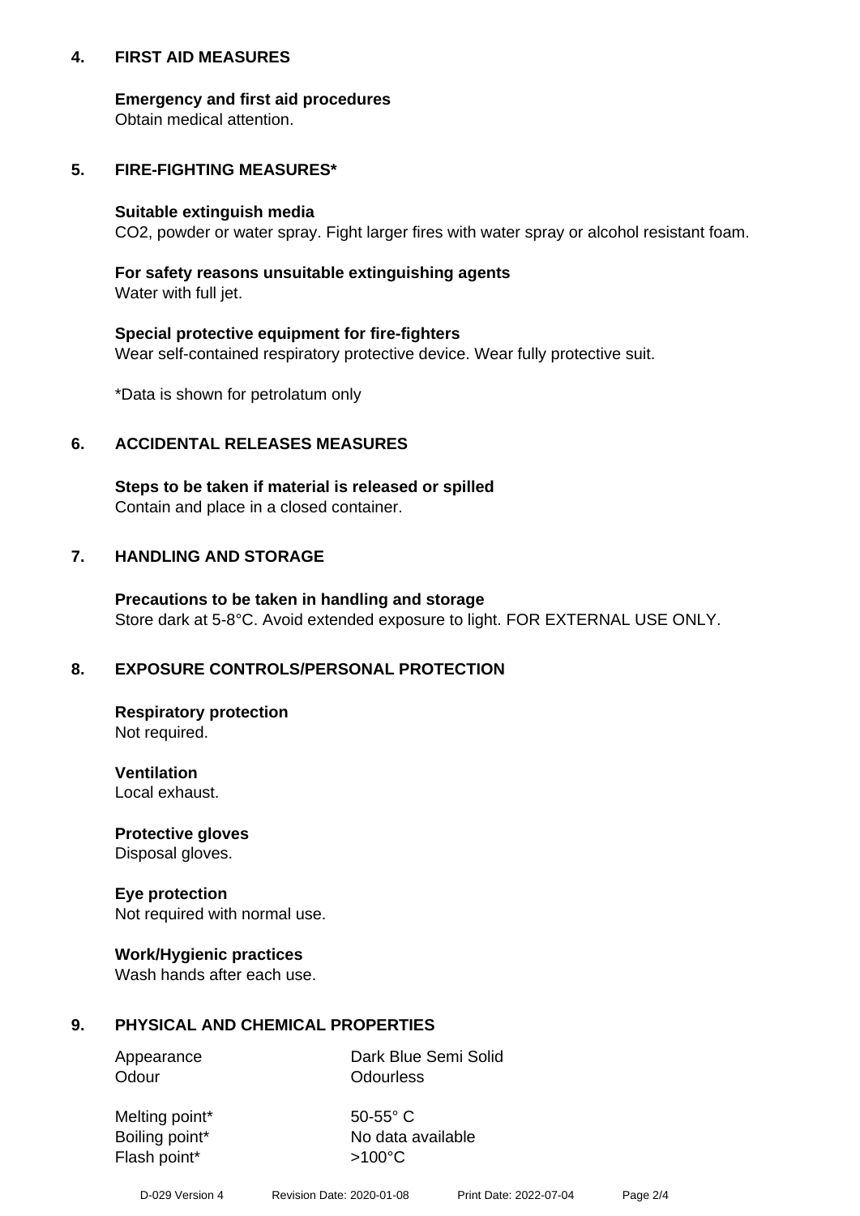## 4. FIRST AID MEASURES

**Emergency and first aid procedures**
Obtain medical attention.

## 5. FIRE-FIGHTING MEASURES*

**Suitable extinguish media**
$CO_2$, powder or water spray. Fight larger fires with water spray or alcohol resistant foam.

**For safety reasons unsuitable extinguishing agents**
Water with full jet.

**Special protective equipment for fire-fighters**
Wear self-contained respiratory protective device. Wear fully protective suit.

*Data is shown for petrolatum only

## 6. ACCIDENTAL RELEASES MEASURES

**Steps to be taken if material is released or spilled**
Contain and place in a closed container.

## 7. HANDLING AND STORAGE

**Precautions to be taken in handling and storage**
Store dark at 5-8°C. Avoid extended exposure to light. FOR EXTERNAL USE ONLY.

## 8. EXPOSURE CONTROLS/PERSONAL PROTECTION

**Respiratory protection**
Not required.

**Ventilation**
Local exhaust.

**Protective gloves**
Disposal gloves.

**Eye protection**
Not required with normal use.

**Work/Hygienic practices**
Wash hands after each use.

## 9. PHYSICAL AND CHEMICAL PROPERTIES

| | |
|---|---|
| Appearance | Dark Blue Semi Solid |
| Odour | Odourless |
| Melting point* | 50-55° C |
| Boiling point* | No data available |
| Flash point* | >100°C |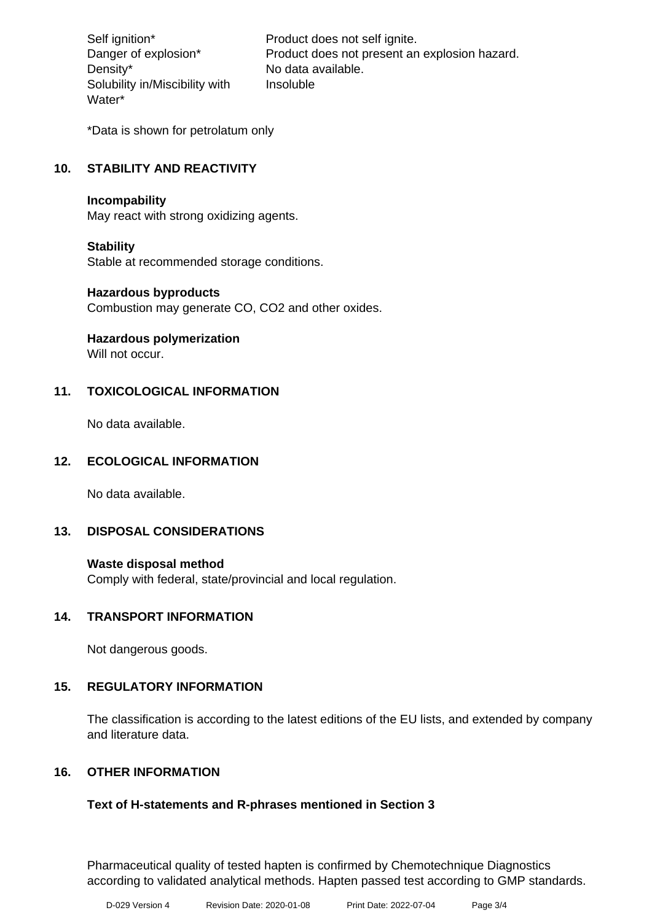| | |
|---|---|
| Self ignition* | Product does not self ignite. |
| Danger of explosion* | Product does not present an explosion hazard. |
| Density* | No data available. |
| Solubility in/Miscibility with Water* | Insoluble |

*Data is shown for petrolatum only

## 10. STABILITY AND REACTIVITY

**Incompability**
May react with strong oxidizing agents.

**Stability**
Stable at recommended storage conditions.

**Hazardous byproducts**
Combustion may generate CO, $CO_2$ and other oxides.

**Hazardous polymerization**
Will not occur.

## 11. TOXICOLOGICAL INFORMATION

No data available.

## 12. ECOLOGICAL INFORMATION

No data available.

## 13. DISPOSAL CONSIDERATIONS

**Waste disposal method**
Comply with federal, state/provincial and local regulation.

## 14. TRANSPORT INFORMATION

Not dangerous goods.

## 15. REGULATORY INFORMATION

The classification is according to the latest editions of the EU lists, and extended by company and literature data.

## 16. OTHER INFORMATION

**Text of H-statements and R-phrases mentioned in Section 3**

Pharmaceutical quality of tested hapten is confirmed by Chemotechnique Diagnostics according to validated analytical methods. Hapten passed test according to GMP standards.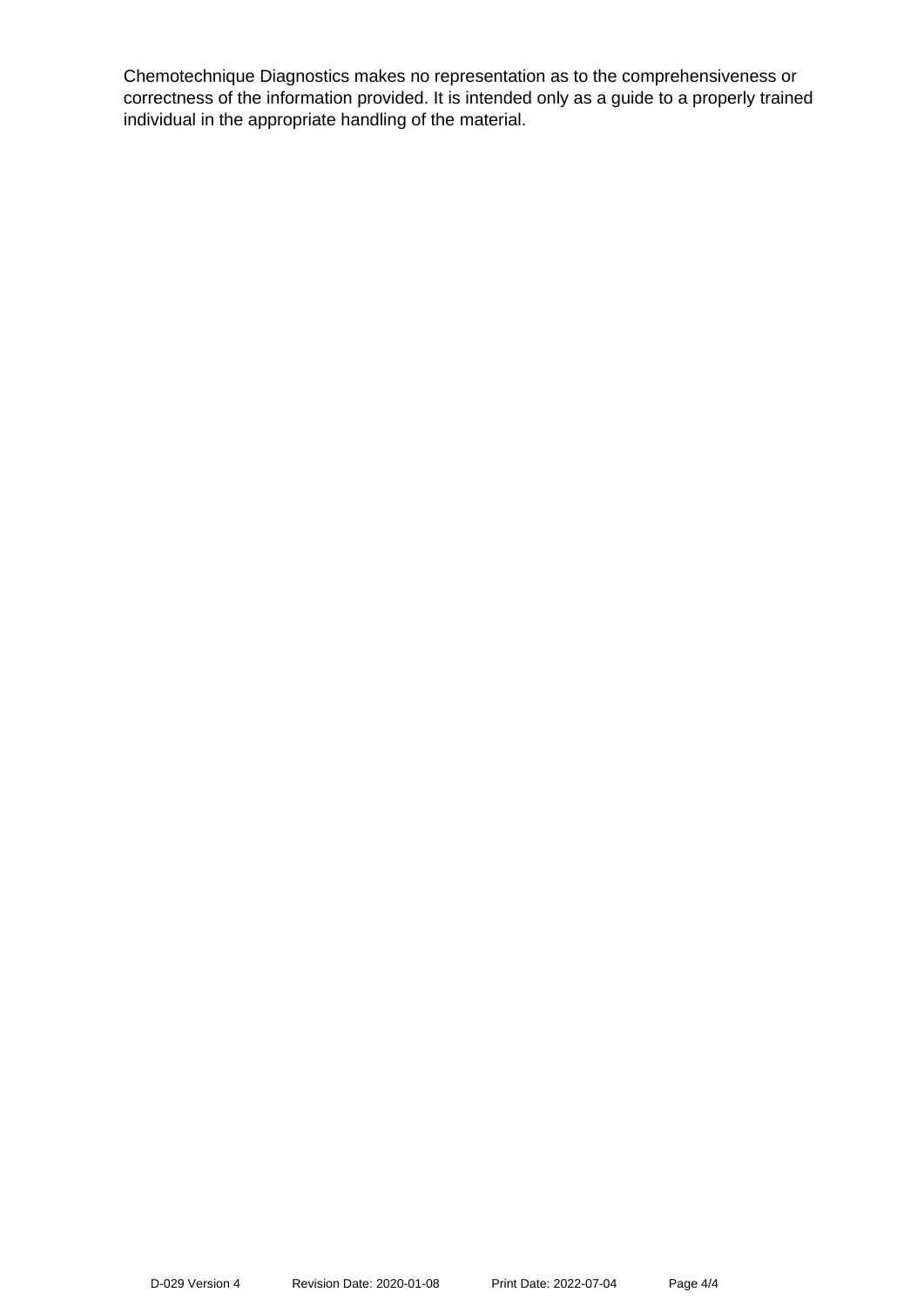Chemotechnique Diagnostics makes no representation as to the comprehensiveness or correctness of the information provided. It is intended only as a guide to a properly trained individual in the appropriate handling of the material.